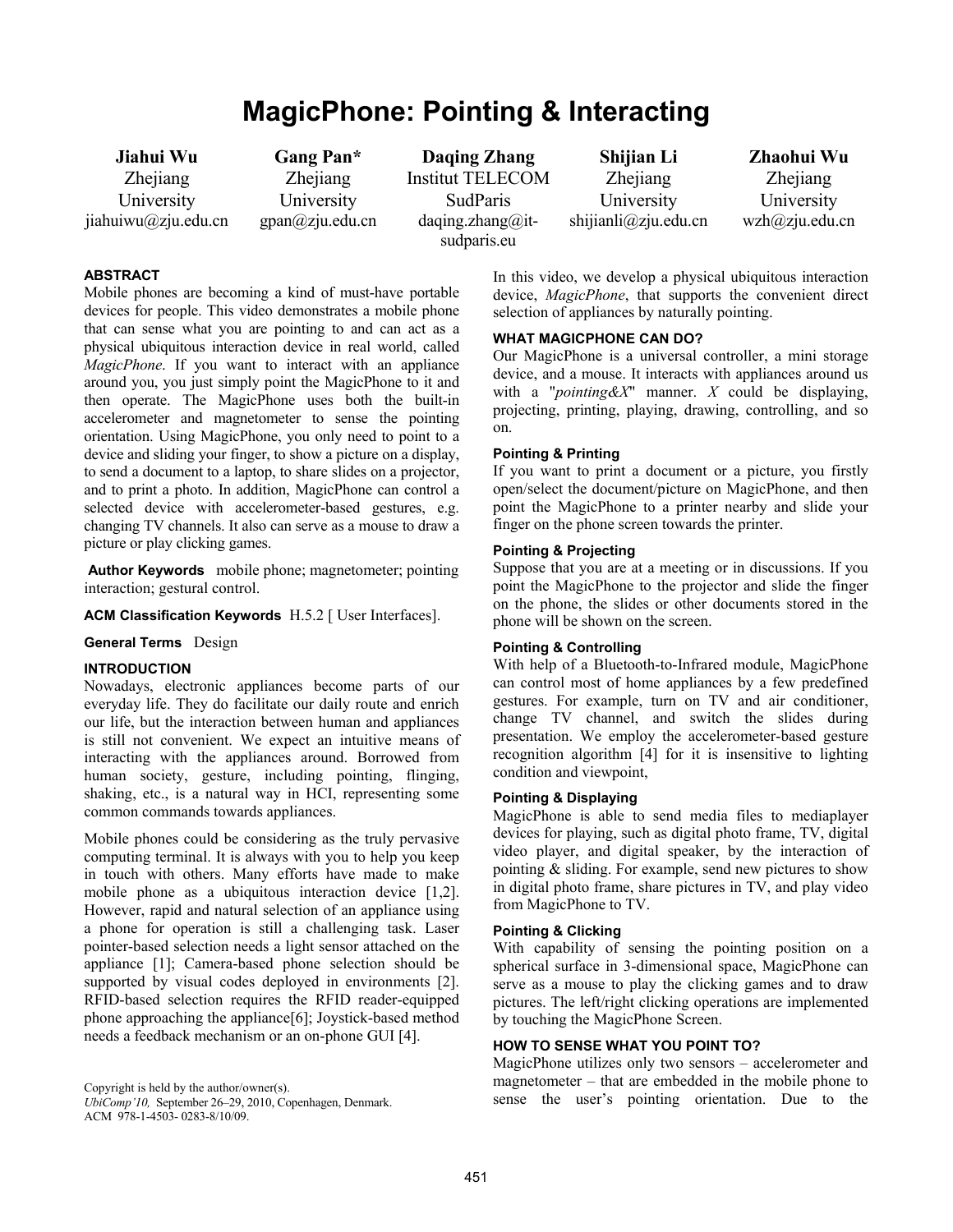# MagicPhone: Pointing & Interacting

**Jiahui Wu**
Zhejiang University
jiahuiwu@zju.edu.cn

**Gang Pan***
Zhejiang University
gpan@zju.edu.cn

**Daqing Zhang**
Institut TELECOM SudParis
daqing.zhang@it-sudparis.eu

**Shijian Li**
Zhejiang University
shijianli@zju.edu.cn

**Zhaohui Wu**
Zhejiang University
wzh@zju.edu.cn

## ABSTRACT

Mobile phones are becoming a kind of must-have portable devices for people. This video demonstrates a mobile phone that can sense what you are pointing to and can act as a physical ubiquitous interaction device in real world, called *MagicPhone*. If you want to interact with an appliance around you, you just simply point the MagicPhone to it and then operate. The MagicPhone uses both the built-in accelerometer and magnetometer to sense the pointing orientation. Using MagicPhone, you only need to point to a device and sliding your finger, to show a picture on a display, to send a document to a laptop, to share slides on a projector, and to print a photo. In addition, MagicPhone can control a selected device with accelerometer-based gestures, e.g. changing TV channels. It also can serve as a mouse to draw a picture or play clicking games.

**Author Keywords** mobile phone; magnetometer; pointing interaction; gestural control.

**ACM Classification Keywords** H.5.2 [ User Interfaces].

**General Terms** Design

## INTRODUCTION

Nowadays, electronic appliances become parts of our everyday life. They do facilitate our daily route and enrich our life, but the interaction between human and appliances is still not convenient. We expect an intuitive means of interacting with the appliances around. Borrowed from human society, gesture, including pointing, flinging, shaking, etc., is a natural way in HCI, representing some common commands towards appliances.

Mobile phones could be considering as the truly pervasive computing terminal. It is always with you to help you keep in touch with others. Many efforts have made to make mobile phone as a ubiquitous interaction device [1,2]. However, rapid and natural selection of an appliance using a phone for operation is still a challenging task. Laser pointer-based selection needs a light sensor attached on the appliance [1]; Camera-based phone selection should be supported by visual codes deployed in environments [2]. RFID-based selection requires the RFID reader-equipped phone approaching the appliance[6]; Joystick-based method needs a feedback mechanism or an on-phone GUI [4].

Copyright is held by the author/owner(s).
*UbiComp'10,* September 26–29, 2010, Copenhagen, Denmark.
ACM 978-1-4503- 0283-8/10/09.

In this video, we develop a physical ubiquitous interaction device, *MagicPhone*, that supports the convenient direct selection of appliances by naturally pointing.

## WHAT MAGICPHONE CAN DO?

Our MagicPhone is a universal controller, a mini storage device, and a mouse. It interacts with appliances around us with a "*pointing&X*" manner. *X* could be displaying, projecting, printing, playing, drawing, controlling, and so on.

### Pointing & Printing

If you want to print a document or a picture, you firstly open/select the document/picture on MagicPhone, and then point the MagicPhone to a printer nearby and slide your finger on the phone screen towards the printer.

### Pointing & Projecting

Suppose that you are at a meeting or in discussions. If you point the MagicPhone to the projector and slide the finger on the phone, the slides or other documents stored in the phone will be shown on the screen.

### Pointing & Controlling

With help of a Bluetooth-to-Infrared module, MagicPhone can control most of home appliances by a few predefined gestures. For example, turn on TV and air conditioner, change TV channel, and switch the slides during presentation. We employ the accelerometer-based gesture recognition algorithm [4] for it is insensitive to lighting condition and viewpoint,

### Pointing & Displaying

MagicPhone is able to send media files to mediaplayer devices for playing, such as digital photo frame, TV, digital video player, and digital speaker, by the interaction of pointing & sliding. For example, send new pictures to show in digital photo frame, share pictures in TV, and play video from MagicPhone to TV.

### Pointing & Clicking

With capability of sensing the pointing position on a spherical surface in 3-dimensional space, MagicPhone can serve as a mouse to play the clicking games and to draw pictures. The left/right clicking operations are implemented by touching the MagicPhone Screen.

## HOW TO SENSE WHAT YOU POINT TO?

MagicPhone utilizes only two sensors – accelerometer and magnetometer – that are embedded in the mobile phone to sense the user's pointing orientation. Due to the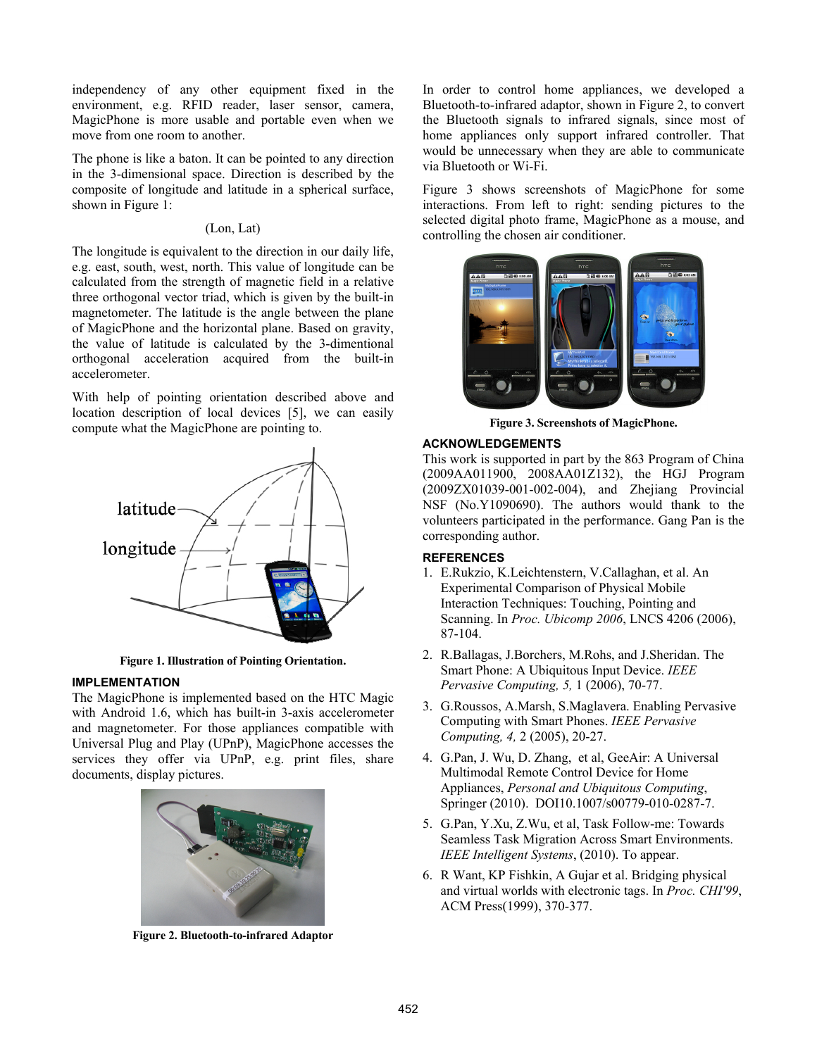independency of any other equipment fixed in the environment, e.g. RFID reader, laser sensor, camera, MagicPhone is more usable and portable even when we move from one room to another.

The phone is like a baton. It can be pointed to any direction in the 3-dimensional space. Direction is described by the composite of longitude and latitude in a spherical surface, shown in Figure 1:

(Lon, Lat)

The longitude is equivalent to the direction in our daily life, e.g. east, south, west, north. This value of longitude can be calculated from the strength of magnetic field in a relative three orthogonal vector triad, which is given by the built-in magnetometer. The latitude is the angle between the plane of MagicPhone and the horizontal plane. Based on gravity, the value of latitude is calculated by the 3-dimentional orthogonal acceleration acquired from the built-in accelerometer.

With help of pointing orientation described above and location description of local devices [5], we can easily compute what the MagicPhone are pointing to.

latitude

longitude

**Figure 1. Illustration of Pointing Orientation.**

## IMPLEMENTATION

The MagicPhone is implemented based on the HTC Magic with Android 1.6, which has built-in 3-axis accelerometer and magnetometer. For those appliances compatible with Universal Plug and Play (UPnP), MagicPhone accesses the services they offer via UPnP, e.g. print files, share documents, display pictures.

**Figure 2. Bluetooth-to-infrared Adaptor**

In order to control home appliances, we developed a Bluetooth-to-infrared adaptor, shown in Figure 2, to convert the Bluetooth signals to infrared signals, since most of home appliances only support infrared controller. That would be unnecessary when they are able to communicate via Bluetooth or Wi-Fi.

Figure 3 shows screenshots of MagicPhone for some interactions. From left to right: sending pictures to the selected digital photo frame, MagicPhone as a mouse, and controlling the chosen air conditioner.

**Figure 3. Screenshots of MagicPhone.**

## ACKNOWLEDGEMENTS

This work is supported in part by the 863 Program of China (2009AA011900, 2008AA01Z132), the HGJ Program (2009ZX01039-001-002-004), and Zhejiang Provincial NSF (No.Y1090690). The authors would thank to the volunteers participated in the performance. Gang Pan is the corresponding author.

## REFERENCES

1. E.Rukzio, K.Leichtenstern, V.Callaghan, et al. An Experimental Comparison of Physical Mobile Interaction Techniques: Touching, Pointing and Scanning. In *Proc. Ubicomp 2006*, LNCS 4206 (2006), 87-104.
2. R.Ballagas, J.Borchers, M.Rohs, and J.Sheridan. The Smart Phone: A Ubiquitous Input Device. *IEEE Pervasive Computing, 5,* 1 (2006), 70-77.
3. G.Roussos, A.Marsh, S.Maglavera. Enabling Pervasive Computing with Smart Phones. *IEEE Pervasive Computing, 4,* 2 (2005), 20-27.
4. G.Pan, J. Wu, D. Zhang, et al, GeeAir: A Universal Multimodal Remote Control Device for Home Appliances, *Personal and Ubiquitous Computing*, Springer (2010). DOI10.1007/s00779-010-0287-7.
5. G.Pan, Y.Xu, Z.Wu, et al, Task Follow-me: Towards Seamless Task Migration Across Smart Environments. *IEEE Intelligent Systems*, (2010). To appear.
6. R Want, KP Fishkin, A Gujar et al. Bridging physical and virtual worlds with electronic tags. In *Proc. CHI'99*, ACM Press(1999), 370-377.